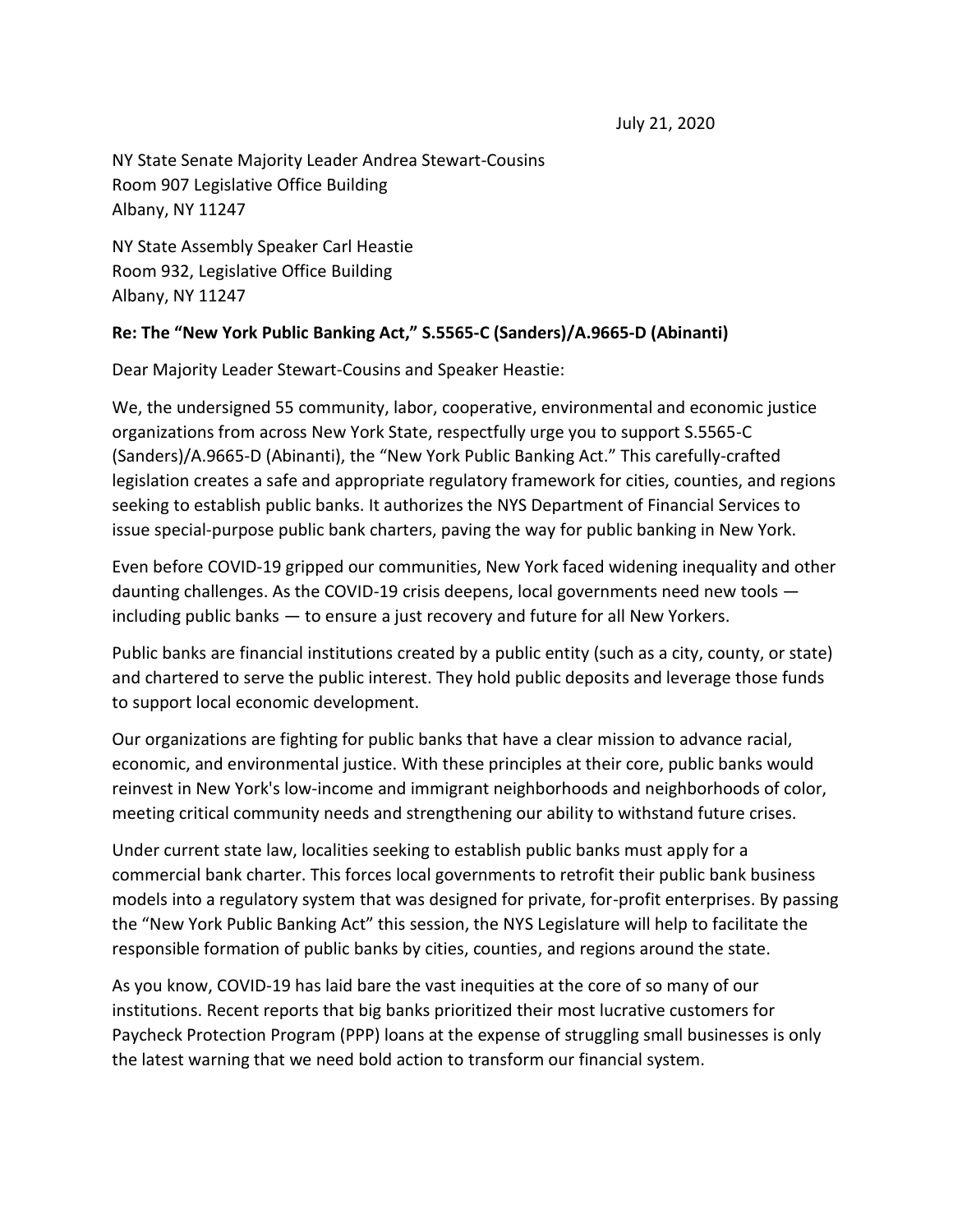July 21, 2020

NY State Senate Majority Leader Andrea Stewart-Cousins
Room 907 Legislative Office Building
Albany, NY 11247

NY State Assembly Speaker Carl Heastie
Room 932, Legislative Office Building
Albany, NY 11247

**Re: The "New York Public Banking Act," S.5565-C (Sanders)/A.9665-D (Abinanti)**

Dear Majority Leader Stewart-Cousins and Speaker Heastie:

We, the undersigned 55 community, labor, cooperative, environmental and economic justice organizations from across New York State, respectfully urge you to support S.5565-C (Sanders)/A.9665-D (Abinanti), the "New York Public Banking Act." This carefully-crafted legislation creates a safe and appropriate regulatory framework for cities, counties, and regions seeking to establish public banks. It authorizes the NYS Department of Financial Services to issue special-purpose public bank charters, paving the way for public banking in New York.

Even before COVID-19 gripped our communities, New York faced widening inequality and other daunting challenges. As the COVID-19 crisis deepens, local governments need new tools — including public banks — to ensure a just recovery and future for all New Yorkers.

Public banks are financial institutions created by a public entity (such as a city, county, or state) and chartered to serve the public interest. They hold public deposits and leverage those funds to support local economic development.

Our organizations are fighting for public banks that have a clear mission to advance racial, economic, and environmental justice. With these principles at their core, public banks would reinvest in New York's low-income and immigrant neighborhoods and neighborhoods of color, meeting critical community needs and strengthening our ability to withstand future crises.

Under current state law, localities seeking to establish public banks must apply for a commercial bank charter. This forces local governments to retrofit their public bank business models into a regulatory system that was designed for private, for-profit enterprises. By passing the "New York Public Banking Act" this session, the NYS Legislature will help to facilitate the responsible formation of public banks by cities, counties, and regions around the state.

As you know, COVID-19 has laid bare the vast inequities at the core of so many of our institutions. Recent reports that big banks prioritized their most lucrative customers for Paycheck Protection Program (PPP) loans at the expense of struggling small businesses is only the latest warning that we need bold action to transform our financial system.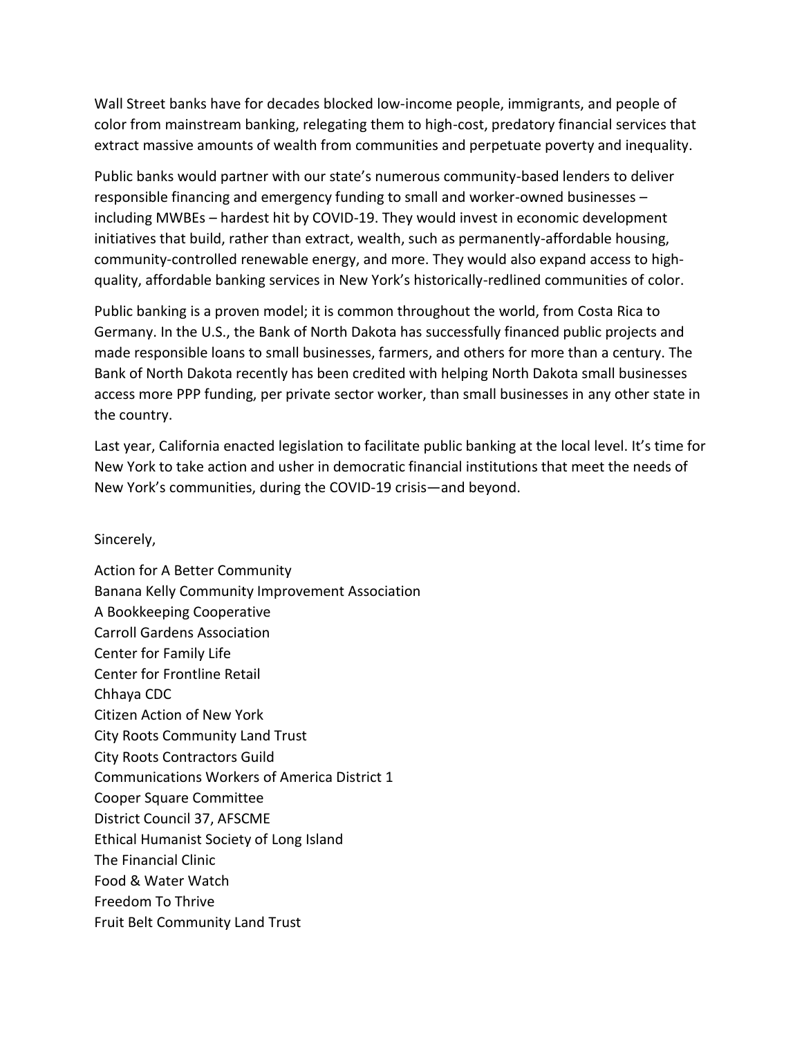Wall Street banks have for decades blocked low-income people, immigrants, and people of color from mainstream banking, relegating them to high-cost, predatory financial services that extract massive amounts of wealth from communities and perpetuate poverty and inequality.

Public banks would partner with our state's numerous community-based lenders to deliver responsible financing and emergency funding to small and worker-owned businesses – including MWBEs – hardest hit by COVID-19. They would invest in economic development initiatives that build, rather than extract, wealth, such as permanently-affordable housing, community-controlled renewable energy, and more. They would also expand access to high-quality, affordable banking services in New York's historically-redlined communities of color.

Public banking is a proven model; it is common throughout the world, from Costa Rica to Germany. In the U.S., the Bank of North Dakota has successfully financed public projects and made responsible loans to small businesses, farmers, and others for more than a century. The Bank of North Dakota recently has been credited with helping North Dakota small businesses access more PPP funding, per private sector worker, than small businesses in any other state in the country.

Last year, California enacted legislation to facilitate public banking at the local level. It's time for New York to take action and usher in democratic financial institutions that meet the needs of New York's communities, during the COVID-19 crisis—and beyond.

Sincerely,

Action for A Better Community
Banana Kelly Community Improvement Association
A Bookkeeping Cooperative
Carroll Gardens Association
Center for Family Life
Center for Frontline Retail
Chhaya CDC
Citizen Action of New York
City Roots Community Land Trust
City Roots Contractors Guild
Communications Workers of America District 1
Cooper Square Committee
District Council 37, AFSCME
Ethical Humanist Society of Long Island
The Financial Clinic
Food & Water Watch
Freedom To Thrive
Fruit Belt Community Land Trust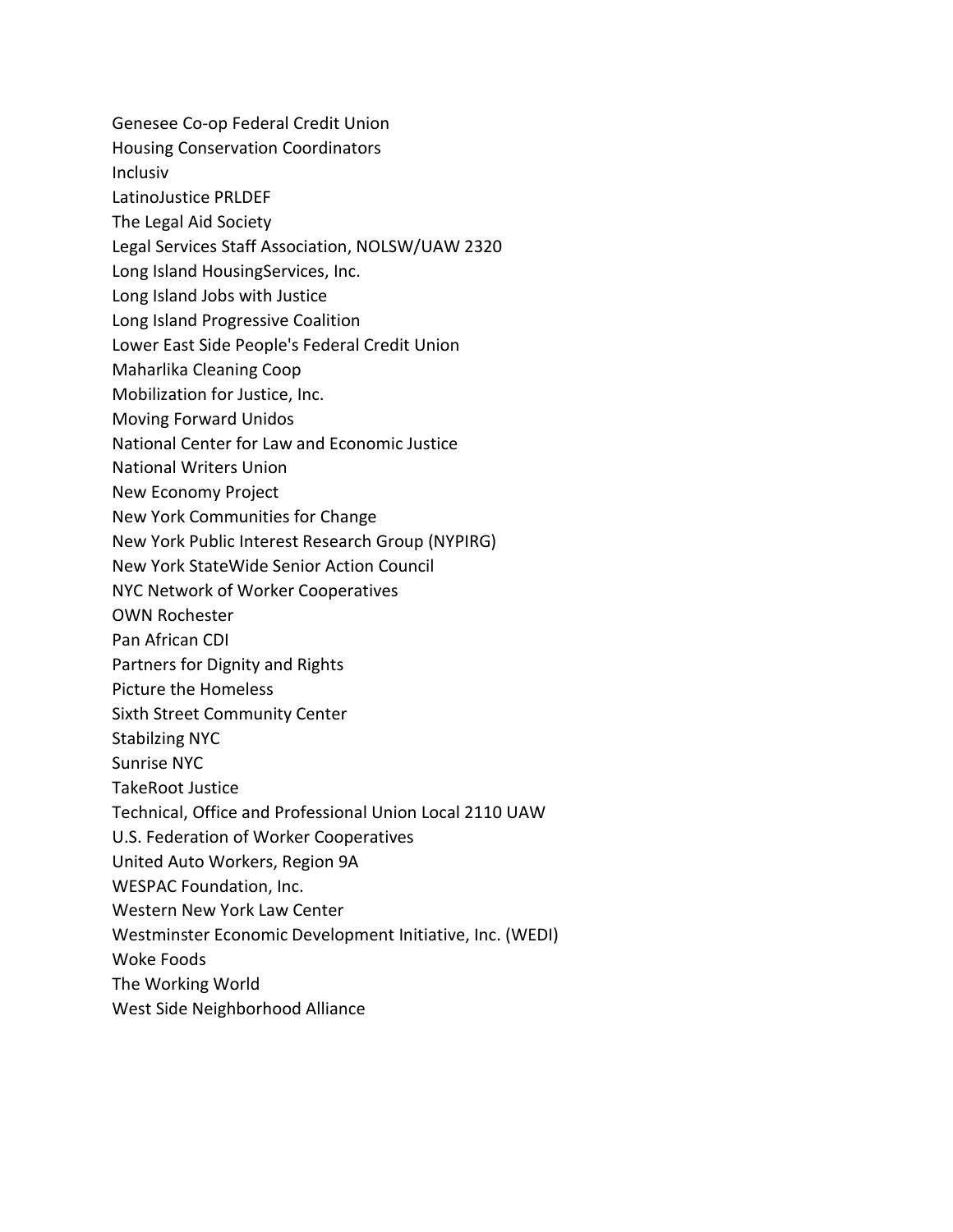Genesee Co-op Federal Credit Union
Housing Conservation Coordinators
Inclusiv
LatinoJustice PRLDEF
The Legal Aid Society
Legal Services Staff Association, NOLSW/UAW 2320
Long Island HousingServices, Inc.
Long Island Jobs with Justice
Long Island Progressive Coalition
Lower East Side People's Federal Credit Union
Maharlika Cleaning Coop
Mobilization for Justice, Inc.
Moving Forward Unidos
National Center for Law and Economic Justice
National Writers Union
New Economy Project
New York Communities for Change
New York Public Interest Research Group (NYPIRG)
New York StateWide Senior Action Council
NYC Network of Worker Cooperatives
OWN Rochester
Pan African CDI
Partners for Dignity and Rights
Picture the Homeless
Sixth Street Community Center
Stabilzing NYC
Sunrise NYC
TakeRoot Justice
Technical, Office and Professional Union Local 2110 UAW
U.S. Federation of Worker Cooperatives
United Auto Workers, Region 9A
WESPAC Foundation, Inc.
Western New York Law Center
Westminster Economic Development Initiative, Inc. (WEDI)
Woke Foods
The Working World
West Side Neighborhood Alliance